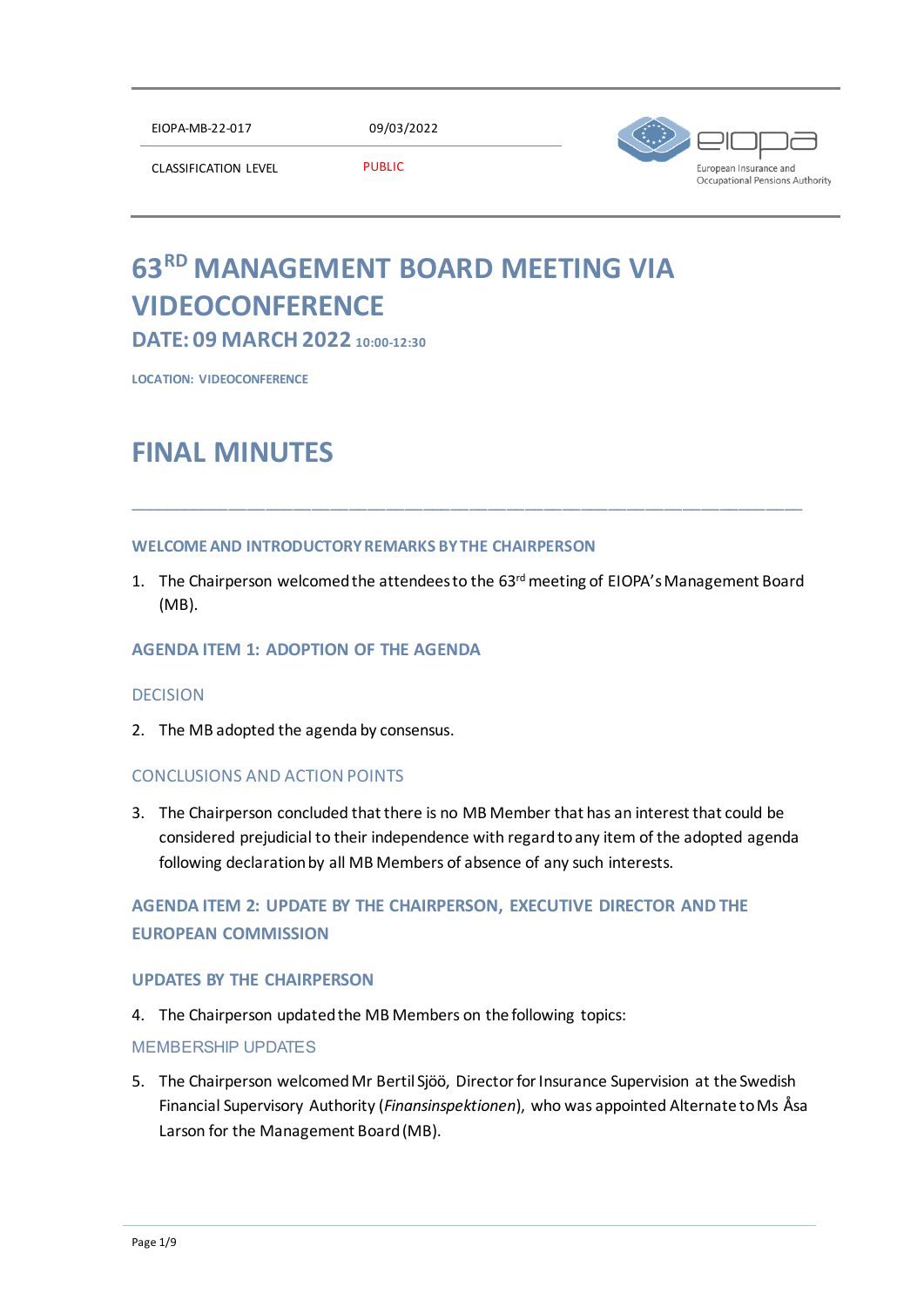| EIOPA-MB-22-017 | 09/03/2022 |
| --- | --- |
| CLASSIFICATION LEVEL | PUBLIC |

# 63RD MANAGEMENT BOARD MEETING VIA VIDEOCONFERENCE

## DATE: 09 MARCH 2022 10:00-12:30

LOCATION: VIDEOCONFERENCE

# FINAL MINUTES

---

### WELCOME AND INTRODUCTORY REMARKS BY THE CHAIRPERSON

1. The Chairperson welcomed the attendees to the 63rd meeting of EIOPA's Management Board (MB).

### AGENDA ITEM 1: ADOPTION OF THE AGENDA

#### DECISION

2. The MB adopted the agenda by consensus.

#### CONCLUSIONS AND ACTION POINTS

3. The Chairperson concluded that there is no MB Member that has an interest that could be considered prejudicial to their independence with regard to any item of the adopted agenda following declaration by all MB Members of absence of any such interests.

### AGENDA ITEM 2: UPDATE BY THE CHAIRPERSON, EXECUTIVE DIRECTOR AND THE EUROPEAN COMMISSION

#### UPDATES BY THE CHAIRPERSON

4. The Chairperson updated the MB Members on the following topics:

MEMBERSHIP UPDATES

5. The Chairperson welcomed Mr Bertil Sjöö, Director for Insurance Supervision at the Swedish Financial Supervisory Authority (*Finansinspektionen*), who was appointed Alternate to Ms Åsa Larson for the Management Board (MB).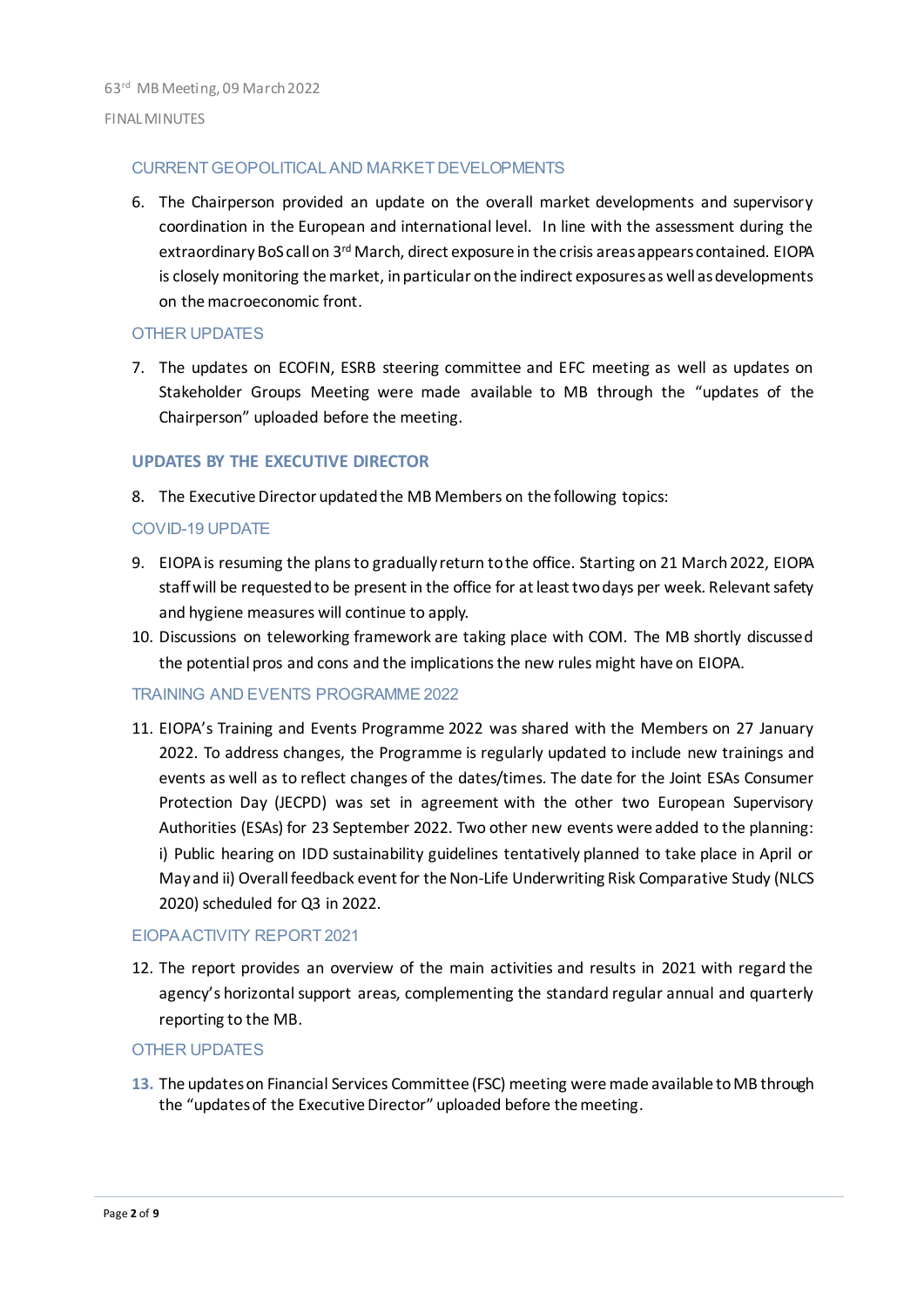### CURRENT GEOPOLITICAL AND MARKET DEVELOPMENTS

6. The Chairperson provided an update on the overall market developments and supervisory coordination in the European and international level. In line with the assessment during the extraordinary BoS call on 3rd March, direct exposure in the crisis areas appears contained. EIOPA is closely monitoring the market, in particular on the indirect exposures as well as developments on the macroeconomic front.

### OTHER UPDATES

7. The updates on ECOFIN, ESRB steering committee and EFC meeting as well as updates on Stakeholder Groups Meeting were made available to MB through the "updates of the Chairperson" uploaded before the meeting.

## UPDATES BY THE EXECUTIVE DIRECTOR

8. The Executive Director updated the MB Members on the following topics:

### COVID-19 UPDATE

9. EIOPA is resuming the plans to gradually return to the office. Starting on 21 March 2022, EIOPA staff will be requested to be present in the office for at least two days per week. Relevant safety and hygiene measures will continue to apply.
10. Discussions on teleworking framework are taking place with COM. The MB shortly discussed the potential pros and cons and the implications the new rules might have on EIOPA.

### TRAINING AND EVENTS PROGRAMME 2022

11. EIOPA's Training and Events Programme 2022 was shared with the Members on 27 January 2022. To address changes, the Programme is regularly updated to include new trainings and events as well as to reflect changes of the dates/times. The date for the Joint ESAs Consumer Protection Day (JECPD) was set in agreement with the other two European Supervisory Authorities (ESAs) for 23 September 2022. Two other new events were added to the planning: i) Public hearing on IDD sustainability guidelines tentatively planned to take place in April or May and ii) Overall feedback event for the Non-Life Underwriting Risk Comparative Study (NLCS 2020) scheduled for Q3 in 2022.

### EIOPA ACTIVITY REPORT 2021

12. The report provides an overview of the main activities and results in 2021 with regard the agency's horizontal support areas, complementing the standard regular annual and quarterly reporting to the MB.

### OTHER UPDATES

13. The updates on Financial Services Committee (FSC) meeting were made available to MB through the "updates of the Executive Director" uploaded before the meeting.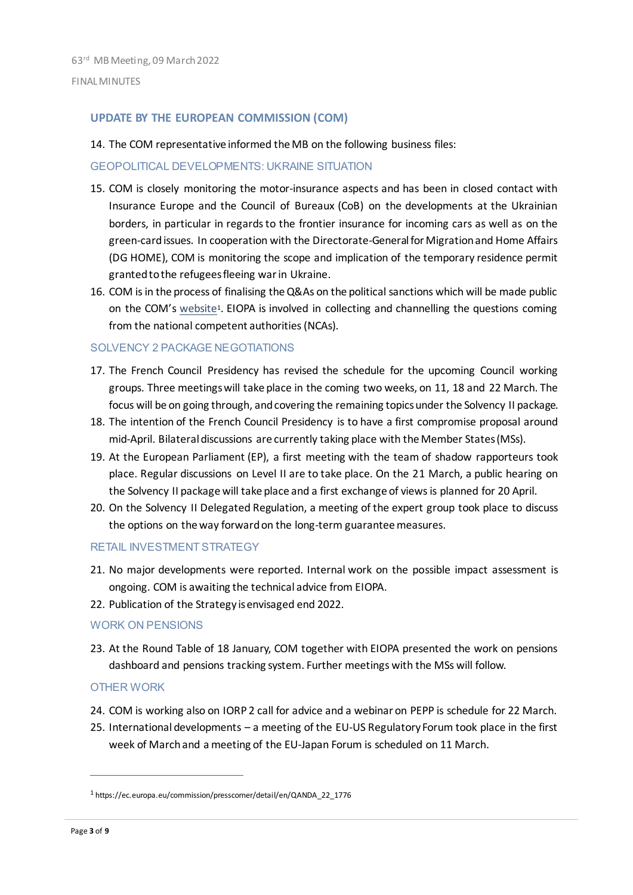## UPDATE BY THE EUROPEAN COMMISSION (COM)

14. The COM representative informed the MB on the following business files:

### GEOPOLITICAL DEVELOPMENTS: UKRAINE SITUATION

15. COM is closely monitoring the motor-insurance aspects and has been in closed contact with Insurance Europe and the Council of Bureaux (CoB) on the developments at the Ukrainian borders, in particular in regards to the frontier insurance for incoming cars as well as on the green-card issues. In cooperation with the Directorate-General for Migration and Home Affairs (DG HOME), COM is monitoring the scope and implication of the temporary residence permit granted to the refugees fleeing war in Ukraine.
16. COM is in the process of finalising the Q&As on the political sanctions which will be made public on the COM's website[1]. EIOPA is involved in collecting and channelling the questions coming from the national competent authorities (NCAs).

### SOLVENCY 2 PACKAGE NEGOTIATIONS

17. The French Council Presidency has revised the schedule for the upcoming Council working groups. Three meetings will take place in the coming two weeks, on 11, 18 and 22 March. The focus will be on going through, and covering the remaining topics under the Solvency II package.
18. The intention of the French Council Presidency is to have a first compromise proposal around mid-April. Bilateral discussions are currently taking place with the Member States (MSs).
19. At the European Parliament (EP), a first meeting with the team of shadow rapporteurs took place. Regular discussions on Level II are to take place. On the 21 March, a public hearing on the Solvency II package will take place and a first exchange of views is planned for 20 April.
20. On the Solvency II Delegated Regulation, a meeting of the expert group took place to discuss the options on the way forward on the long-term guarantee measures.

### RETAIL INVESTMENT STRATEGY

21. No major developments were reported. Internal work on the possible impact assessment is ongoing. COM is awaiting the technical advice from EIOPA.
22. Publication of the Strategy is envisaged end 2022.

### WORK ON PENSIONS

23. At the Round Table of 18 January, COM together with EIOPA presented the work on pensions dashboard and pensions tracking system. Further meetings with the MSs will follow.

### OTHER WORK

24. COM is working also on IORP 2 call for advice and a webinar on PEPP is schedule for 22 March.
25. International developments – a meeting of the EU-US Regulatory Forum took place in the first week of March and a meeting of the EU-Japan Forum is scheduled on 11 March.

---

[1] https://ec.europa.eu/commission/presscorner/detail/en/QANDA_22_1776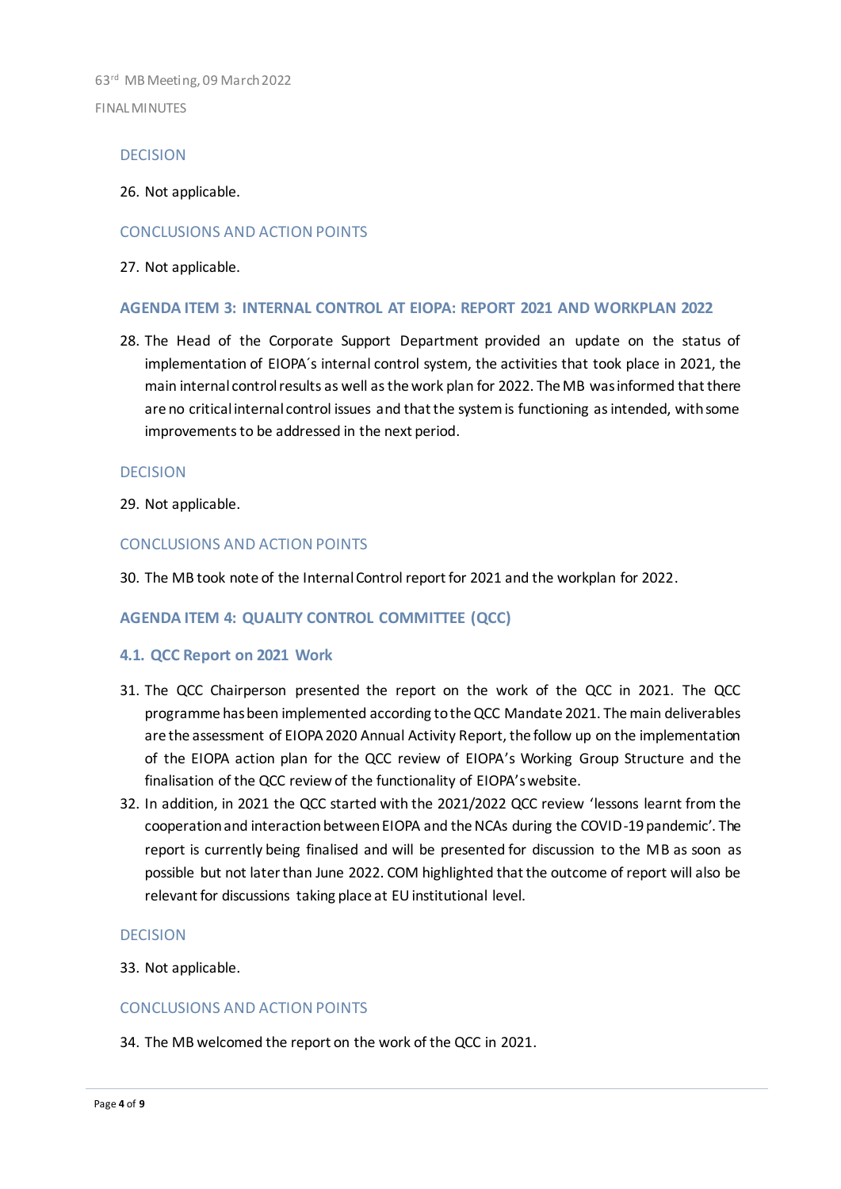### DECISION

26. Not applicable.

### CONCLUSIONS AND ACTION POINTS

27. Not applicable.

## AGENDA ITEM 3: INTERNAL CONTROL AT EIOPA: REPORT 2021 AND WORKPLAN 2022

28. The Head of the Corporate Support Department provided an update on the status of implementation of EIOPA´s internal control system, the activities that took place in 2021, the main internal control results as well as the work plan for 2022. The MB was informed that there are no critical internal control issues and that the system is functioning as intended, with some improvements to be addressed in the next period.

### DECISION

29. Not applicable.

### CONCLUSIONS AND ACTION POINTS

30. The MB took note of the Internal Control report for 2021 and the workplan for 2022.

## AGENDA ITEM 4: QUALITY CONTROL COMMITTEE (QCC)

### 4.1. QCC Report on 2021 Work

31. The QCC Chairperson presented the report on the work of the QCC in 2021. The QCC programme has been implemented according to the QCC Mandate 2021. The main deliverables are the assessment of EIOPA 2020 Annual Activity Report, the follow up on the implementation of the EIOPA action plan for the QCC review of EIOPA's Working Group Structure and the finalisation of the QCC review of the functionality of EIOPA's website.
32. In addition, in 2021 the QCC started with the 2021/2022 QCC review 'lessons learnt from the cooperation and interaction between EIOPA and the NCAs during the COVID-19 pandemic'. The report is currently being finalised and will be presented for discussion to the MB as soon as possible but not later than June 2022. COM highlighted that the outcome of report will also be relevant for discussions taking place at EU institutional level.

### DECISION

33. Not applicable.

### CONCLUSIONS AND ACTION POINTS

34. The MB welcomed the report on the work of the QCC in 2021.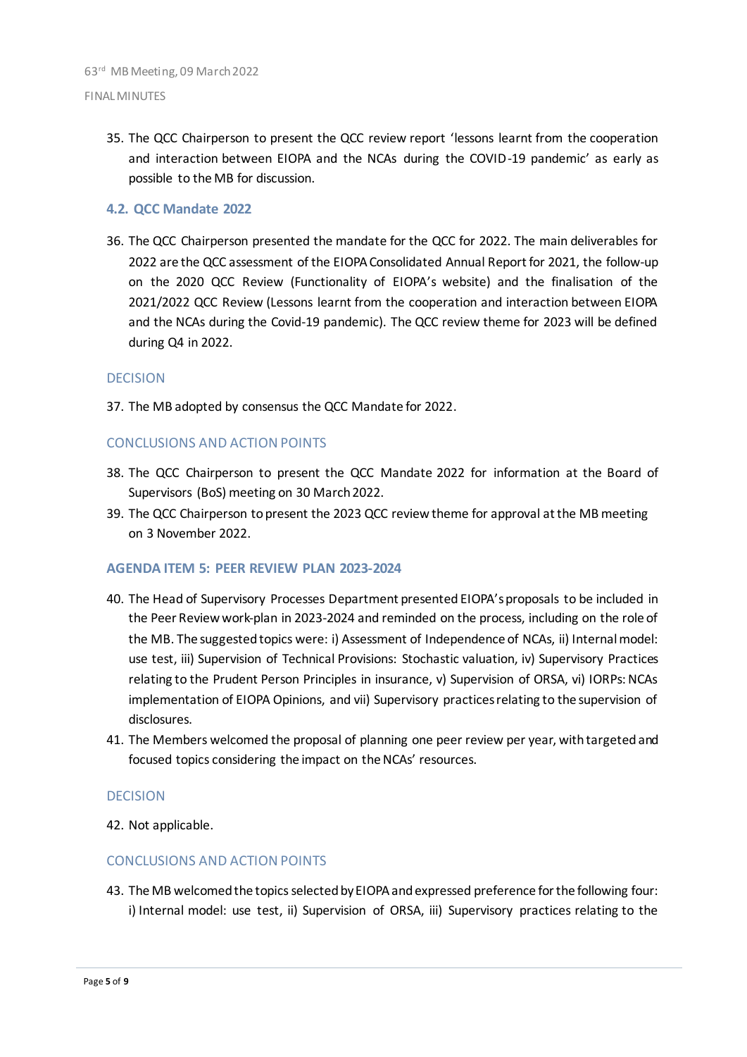35. The QCC Chairperson to present the QCC review report 'lessons learnt from the cooperation and interaction between EIOPA and the NCAs during the COVID-19 pandemic' as early as possible to the MB for discussion.

### 4.2. QCC Mandate 2022

36. The QCC Chairperson presented the mandate for the QCC for 2022. The main deliverables for 2022 are the QCC assessment of the EIOPA Consolidated Annual Report for 2021, the follow-up on the 2020 QCC Review (Functionality of EIOPA's website) and the finalisation of the 2021/2022 QCC Review (Lessons learnt from the cooperation and interaction between EIOPA and the NCAs during the Covid-19 pandemic). The QCC review theme for 2023 will be defined during Q4 in 2022.

#### DECISION

37. The MB adopted by consensus the QCC Mandate for 2022.

#### CONCLUSIONS AND ACTION POINTS

38. The QCC Chairperson to present the QCC Mandate 2022 for information at the Board of Supervisors (BoS) meeting on 30 March 2022.
39. The QCC Chairperson to present the 2023 QCC review theme for approval at the MB meeting on 3 November 2022.

## AGENDA ITEM 5: PEER REVIEW PLAN 2023-2024

40. The Head of Supervisory Processes Department presented EIOPA's proposals to be included in the Peer Review work-plan in 2023-2024 and reminded on the process, including on the role of the MB. The suggested topics were: i) Assessment of Independence of NCAs, ii) Internal model: use test, iii) Supervision of Technical Provisions: Stochastic valuation, iv) Supervisory Practices relating to the Prudent Person Principles in insurance, v) Supervision of ORSA, vi) IORPs: NCAs implementation of EIOPA Opinions, and vii) Supervisory practices relating to the supervision of disclosures.
41. The Members welcomed the proposal of planning one peer review per year, with targeted and focused topics considering the impact on the NCAs' resources.

#### DECISION

42. Not applicable.

#### CONCLUSIONS AND ACTION POINTS

43. The MB welcomed the topics selected by EIOPA and expressed preference for the following four: i) Internal model: use test, ii) Supervision of ORSA, iii) Supervisory practices relating to the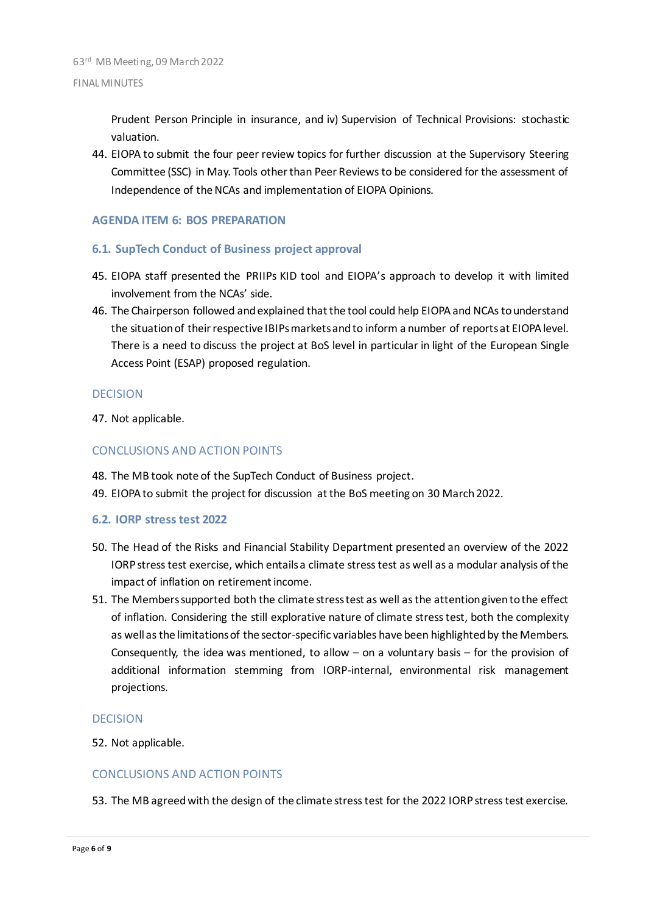Prudent Person Principle in insurance, and iv) Supervision of Technical Provisions: stochastic valuation.

44. EIOPA to submit the four peer review topics for further discussion at the Supervisory Steering Committee (SSC) in May. Tools other than Peer Reviews to be considered for the assessment of Independence of the NCAs and implementation of EIOPA Opinions.

## AGENDA ITEM 6: BOS PREPARATION

### 6.1. SupTech Conduct of Business project approval

45. EIOPA staff presented the PRIIPs KID tool and EIOPA's approach to develop it with limited involvement from the NCAs' side.
46. The Chairperson followed and explained that the tool could help EIOPA and NCAs to understand the situation of their respective IBIPs markets and to inform a number of reports at EIOPA level. There is a need to discuss the project at BoS level in particular in light of the European Single Access Point (ESAP) proposed regulation.

#### DECISION

47. Not applicable.

#### CONCLUSIONS AND ACTION POINTS

48. The MB took note of the SupTech Conduct of Business project.
49. EIOPA to submit the project for discussion at the BoS meeting on 30 March 2022.

### 6.2. IORP stress test 2022

50. The Head of the Risks and Financial Stability Department presented an overview of the 2022 IORP stress test exercise, which entails a climate stress test as well as a modular analysis of the impact of inflation on retirement income.
51. The Members supported both the climate stress test as well as the attention given to the effect of inflation. Considering the still explorative nature of climate stress test, both the complexity as well as the limitations of the sector-specific variables have been highlighted by the Members. Consequently, the idea was mentioned, to allow – on a voluntary basis – for the provision of additional information stemming from IORP-internal, environmental risk management projections.

#### DECISION

52. Not applicable.

#### CONCLUSIONS AND ACTION POINTS

53. The MB agreed with the design of the climate stress test for the 2022 IORP stress test exercise.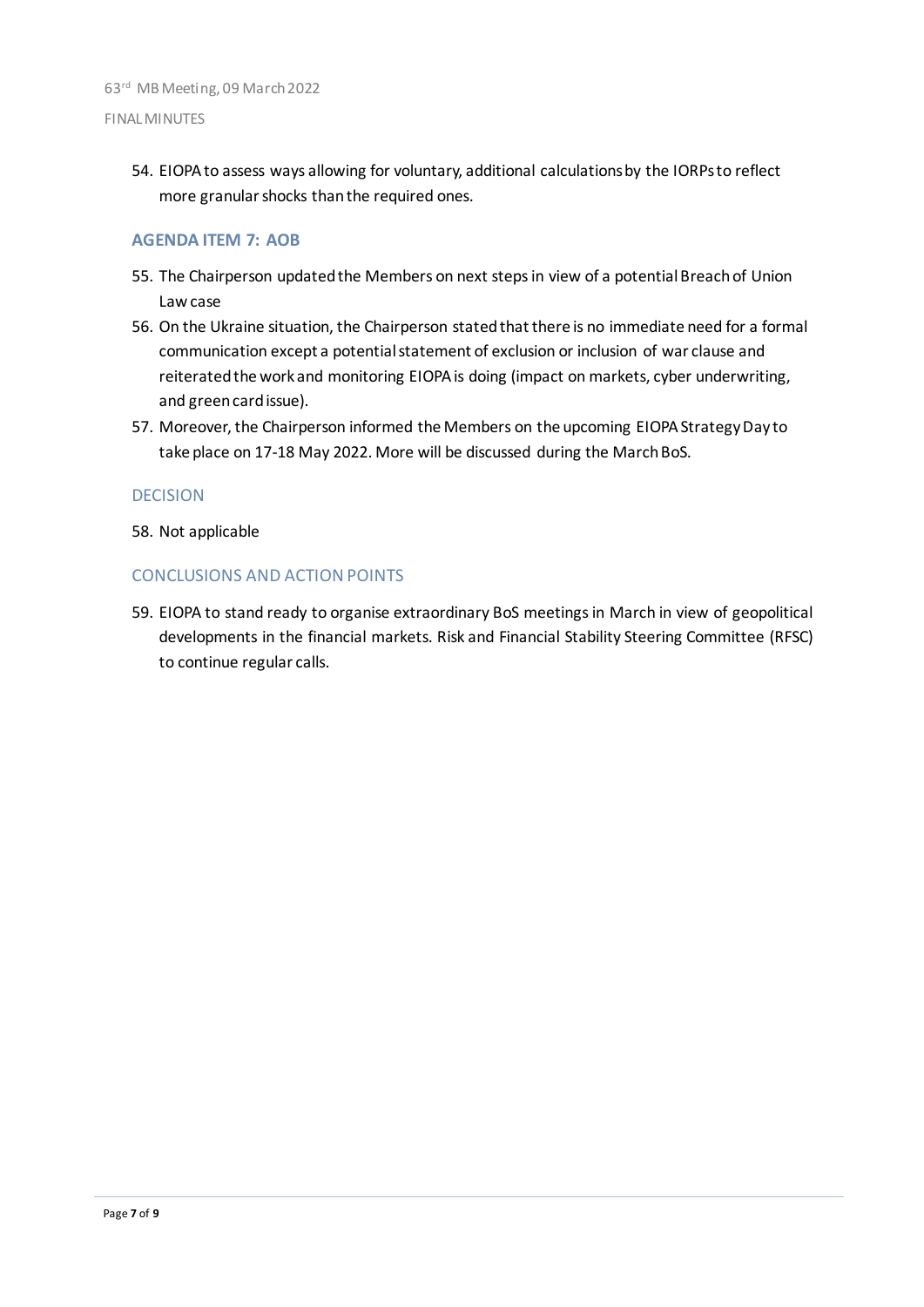54. EIOPA to assess ways allowing for voluntary, additional calculations by the IORPs to reflect more granular shocks than the required ones.

## AGENDA ITEM 7: AOB

55. The Chairperson updated the Members on next steps in view of a potential Breach of Union Law case
56. On the Ukraine situation, the Chairperson stated that there is no immediate need for a formal communication except a potential statement of exclusion or inclusion of war clause and reiterated the work and monitoring EIOPA is doing (impact on markets, cyber underwriting, and green card issue).
57. Moreover, the Chairperson informed the Members on the upcoming EIOPA Strategy Day to take place on 17-18 May 2022. More will be discussed during the March BoS.

### DECISION

58. Not applicable

### CONCLUSIONS AND ACTION POINTS

59. EIOPA to stand ready to organise extraordinary BoS meetings in March in view of geopolitical developments in the financial markets. Risk and Financial Stability Steering Committee (RFSC) to continue regular calls.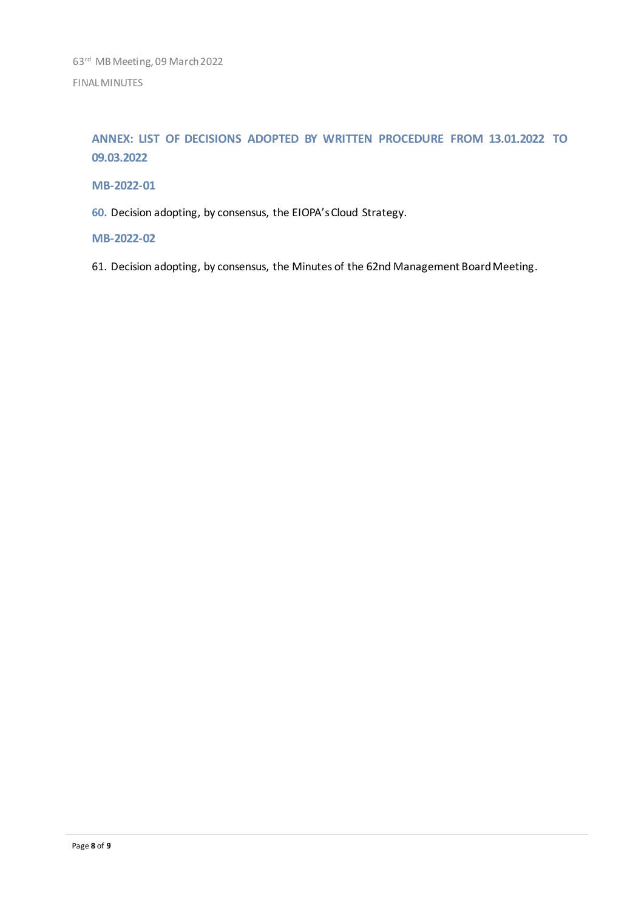## ANNEX: LIST OF DECISIONS ADOPTED BY WRITTEN PROCEDURE FROM 13.01.2022 TO 09.03.2022

### MB-2022-01

60. Decision adopting, by consensus, the EIOPA's Cloud Strategy.

### MB-2022-02

61. Decision adopting, by consensus, the Minutes of the 62nd Management Board Meeting.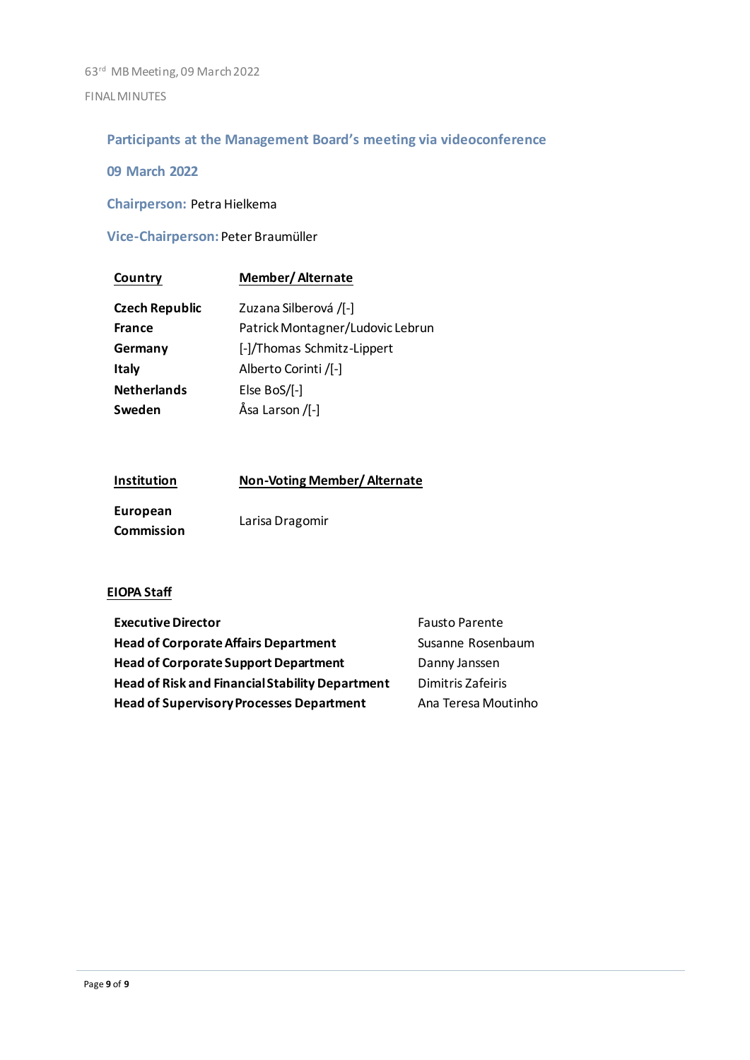## Participants at the Management Board's meeting via videoconference

## 09 March 2022

**Chairperson:** Petra Hielkema

**Vice-Chairperson:** Peter Braumüller

| Country | Member/ Alternate |
|---|---|
| **Czech Republic** | Zuzana Silberová /[-] |
| **France** | Patrick Montagner/Ludovic Lebrun |
| **Germany** | [-]/Thomas Schmitz-Lippert |
| **Italy** | Alberto Corinti /[-] |
| **Netherlands** | Else BoS/[-] |
| **Sweden** | Åsa Larson /[-] |

| Institution | Non-Voting Member/ Alternate |
|---|---|
| **European Commission** | Larisa Dragomir |

**EIOPA Staff**

| | |
|---|---|
| **Executive Director** | Fausto Parente |
| **Head of Corporate Affairs Department** | Susanne Rosenbaum |
| **Head of Corporate Support Department** | Danny Janssen |
| **Head of Risk and Financial Stability Department** | Dimitris Zafeiris |
| **Head of Supervisory Processes Department** | Ana Teresa Moutinho |